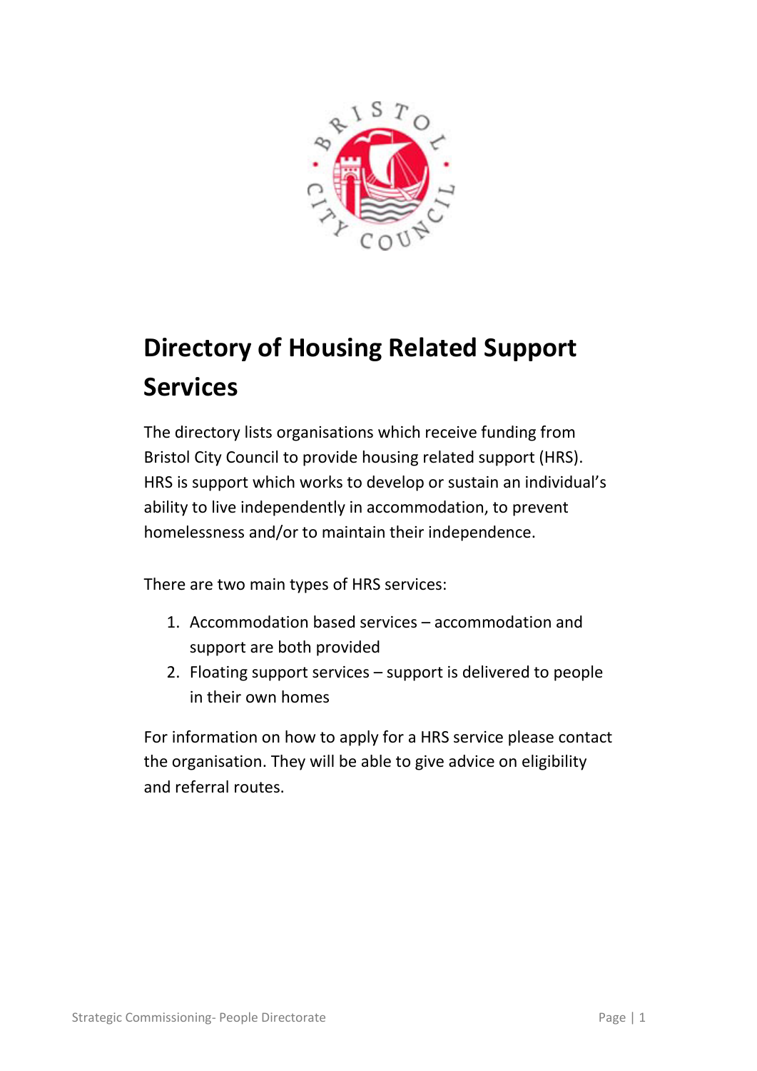# Directory of Housing Related Support Services

The directory lists organisations which receive funding from Bristol City Council to provide housing related support (HRS). HRS is support which works to develop or sustain an individual's ability to live independently in accommodation, to prevent homelessness and/or to maintain their independence.

There are two main types of HRS services:

1. Accommodation based services – accommodation and support are both provided
2. Floating support services – support is delivered to people in their own homes

For information on how to apply for a HRS service please contact the organisation. They will be able to give advice on eligibility and referral routes.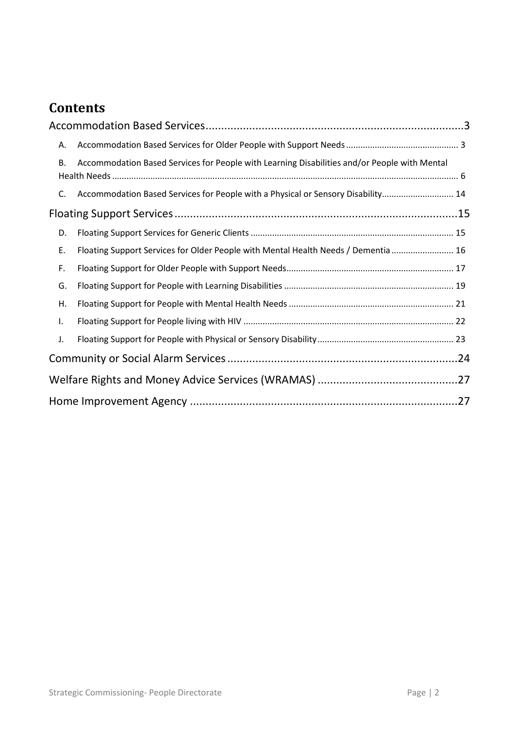# Contents

Accommodation Based Services ... 3

- A. Accommodation Based Services for Older People with Support Needs ... 3
- B. Accommodation Based Services for People with Learning Disabilities and/or People with Mental Health Needs ... 6
- C. Accommodation Based Services for People with a Physical or Sensory Disability ... 14

Floating Support Services ... 15

- D. Floating Support Services for Generic Clients ... 15
- E. Floating Support Services for Older People with Mental Health Needs / Dementia ... 16
- F. Floating Support for Older People with Support Needs ... 17
- G. Floating Support for People with Learning Disabilities ... 19
- H. Floating Support for People with Mental Health Needs ... 21
- I. Floating Support for People living with HIV ... 22
- J. Floating Support for People with Physical or Sensory Disability ... 23

Community or Social Alarm Services ... 24

Welfare Rights and Money Advice Services (WRAMAS) ... 27

Home Improvement Agency ... 27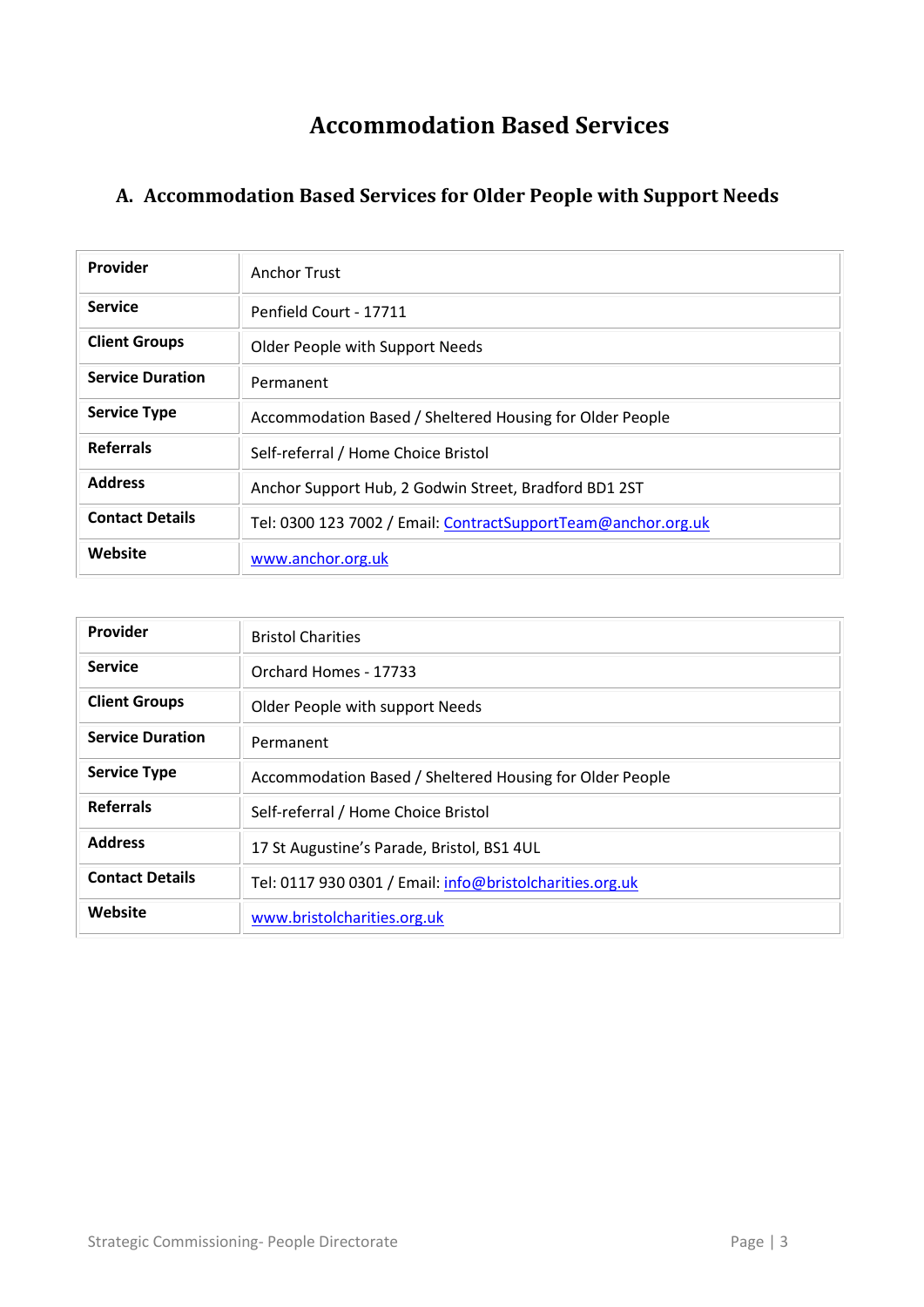# Accommodation Based Services

## A. Accommodation Based Services for Older People with Support Needs

| **Provider** | Anchor Trust |
|---|---|
| **Service** | Penfield Court - 17711 |
| **Client Groups** | Older People with Support Needs |
| **Service Duration** | Permanent |
| **Service Type** | Accommodation Based / Sheltered Housing for Older People |
| **Referrals** | Self-referral / Home Choice Bristol |
| **Address** | Anchor Support Hub, 2 Godwin Street, Bradford BD1 2ST |
| **Contact Details** | Tel: 0300 123 7002 / Email: ContractSupportTeam@anchor.org.uk |
| **Website** | www.anchor.org.uk |

| **Provider** | Bristol Charities |
|---|---|
| **Service** | Orchard Homes - 17733 |
| **Client Groups** | Older People with support Needs |
| **Service Duration** | Permanent |
| **Service Type** | Accommodation Based / Sheltered Housing for Older People |
| **Referrals** | Self-referral / Home Choice Bristol |
| **Address** | 17 St Augustine's Parade, Bristol, BS1 4UL |
| **Contact Details** | Tel: 0117 930 0301 / Email: info@bristolcharities.org.uk |
| **Website** | www.bristolcharities.org.uk |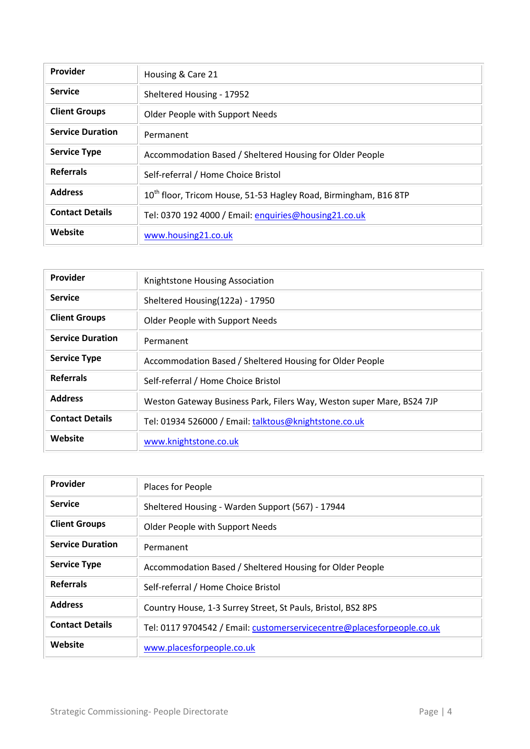| Provider | Housing & Care 21 |
|---|---|
| Service | Sheltered Housing - 17952 |
| Client Groups | Older People with Support Needs |
| Service Duration | Permanent |
| Service Type | Accommodation Based / Sheltered Housing for Older People |
| Referrals | Self-referral / Home Choice Bristol |
| Address | 10th floor, Tricom House, 51-53 Hagley Road, Birmingham, B16 8TP |
| Contact Details | Tel: 0370 192 4000 / Email: enquiries@housing21.co.uk |
| Website | www.housing21.co.uk |

| Provider | Knightstone Housing Association |
|---|---|
| Service | Sheltered Housing(122a) - 17950 |
| Client Groups | Older People with Support Needs |
| Service Duration | Permanent |
| Service Type | Accommodation Based / Sheltered Housing for Older People |
| Referrals | Self-referral / Home Choice Bristol |
| Address | Weston Gateway Business Park, Filers Way, Weston super Mare, BS24 7JP |
| Contact Details | Tel: 01934 526000 / Email: talktous@knightstone.co.uk |
| Website | www.knightstone.co.uk |

| Provider | Places for People |
|---|---|
| Service | Sheltered Housing - Warden Support (567) - 17944 |
| Client Groups | Older People with Support Needs |
| Service Duration | Permanent |
| Service Type | Accommodation Based / Sheltered Housing for Older People |
| Referrals | Self-referral / Home Choice Bristol |
| Address | Country House, 1-3 Surrey Street, St Pauls, Bristol, BS2 8PS |
| Contact Details | Tel: 0117 9704542 / Email: customerservicecentre@placesforpeople.co.uk |
| Website | www.placesforpeople.co.uk |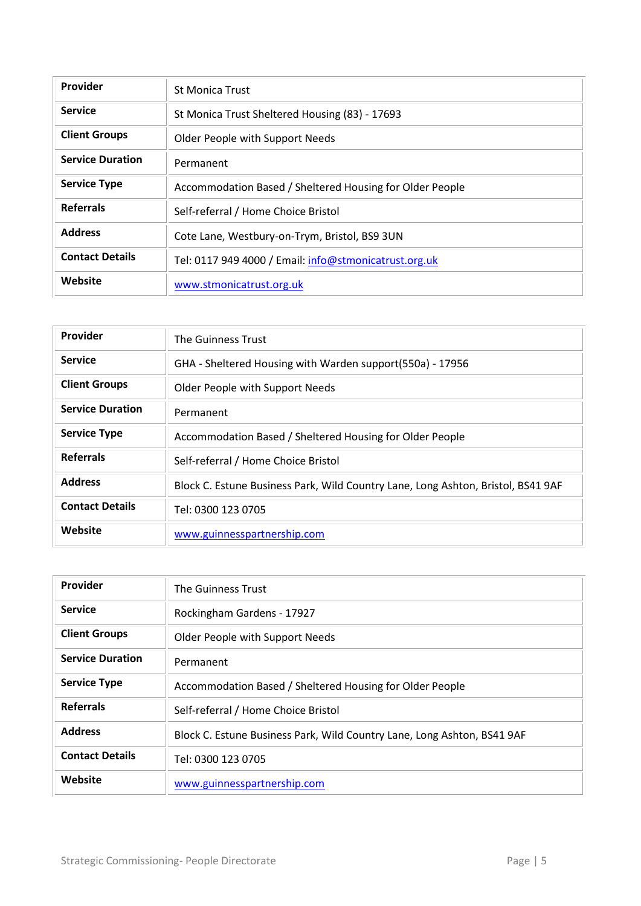| Provider | St Monica Trust |
|---|---|
| Service | St Monica Trust Sheltered Housing (83) - 17693 |
| Client Groups | Older People with Support Needs |
| Service Duration | Permanent |
| Service Type | Accommodation Based / Sheltered Housing for Older People |
| Referrals | Self-referral / Home Choice Bristol |
| Address | Cote Lane, Westbury-on-Trym, Bristol, BS9 3UN |
| Contact Details | Tel: 0117 949 4000 / Email: info@stmonicatrust.org.uk |
| Website | www.stmonicatrust.org.uk |

| Provider | The Guinness Trust |
|---|---|
| Service | GHA - Sheltered Housing with Warden support(550a) - 17956 |
| Client Groups | Older People with Support Needs |
| Service Duration | Permanent |
| Service Type | Accommodation Based / Sheltered Housing for Older People |
| Referrals | Self-referral / Home Choice Bristol |
| Address | Block C. Estune Business Park, Wild Country Lane, Long Ashton, Bristol, BS41 9AF |
| Contact Details | Tel: 0300 123 0705 |
| Website | www.guinnesspartnership.com |

| Provider | The Guinness Trust |
|---|---|
| Service | Rockingham Gardens - 17927 |
| Client Groups | Older People with Support Needs |
| Service Duration | Permanent |
| Service Type | Accommodation Based / Sheltered Housing for Older People |
| Referrals | Self-referral / Home Choice Bristol |
| Address | Block C. Estune Business Park, Wild Country Lane, Long Ashton, BS41 9AF |
| Contact Details | Tel: 0300 123 0705 |
| Website | www.guinnesspartnership.com |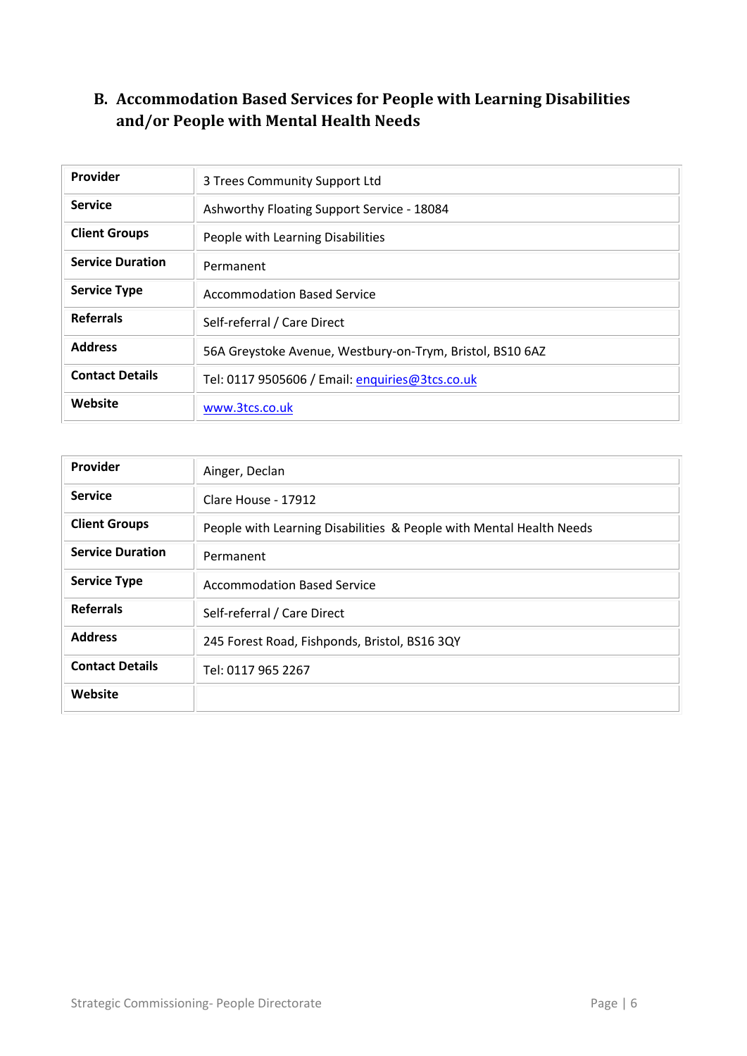## B. Accommodation Based Services for People with Learning Disabilities and/or People with Mental Health Needs

| **Provider** | 3 Trees Community Support Ltd |
|---|---|
| **Service** | Ashworthy Floating Support Service - 18084 |
| **Client Groups** | People with Learning Disabilities |
| **Service Duration** | Permanent |
| **Service Type** | Accommodation Based Service |
| **Referrals** | Self-referral / Care Direct |
| **Address** | 56A Greystoke Avenue, Westbury-on-Trym, Bristol, BS10 6AZ |
| **Contact Details** | Tel: 0117 9505606 / Email: enquiries@3tcs.co.uk |
| **Website** | www.3tcs.co.uk |

| **Provider** | Ainger, Declan |
|---|---|
| **Service** | Clare House - 17912 |
| **Client Groups** | People with Learning Disabilities & People with Mental Health Needs |
| **Service Duration** | Permanent |
| **Service Type** | Accommodation Based Service |
| **Referrals** | Self-referral / Care Direct |
| **Address** | 245 Forest Road, Fishponds, Bristol, BS16 3QY |
| **Contact Details** | Tel: 0117 965 2267 |
| **Website** | |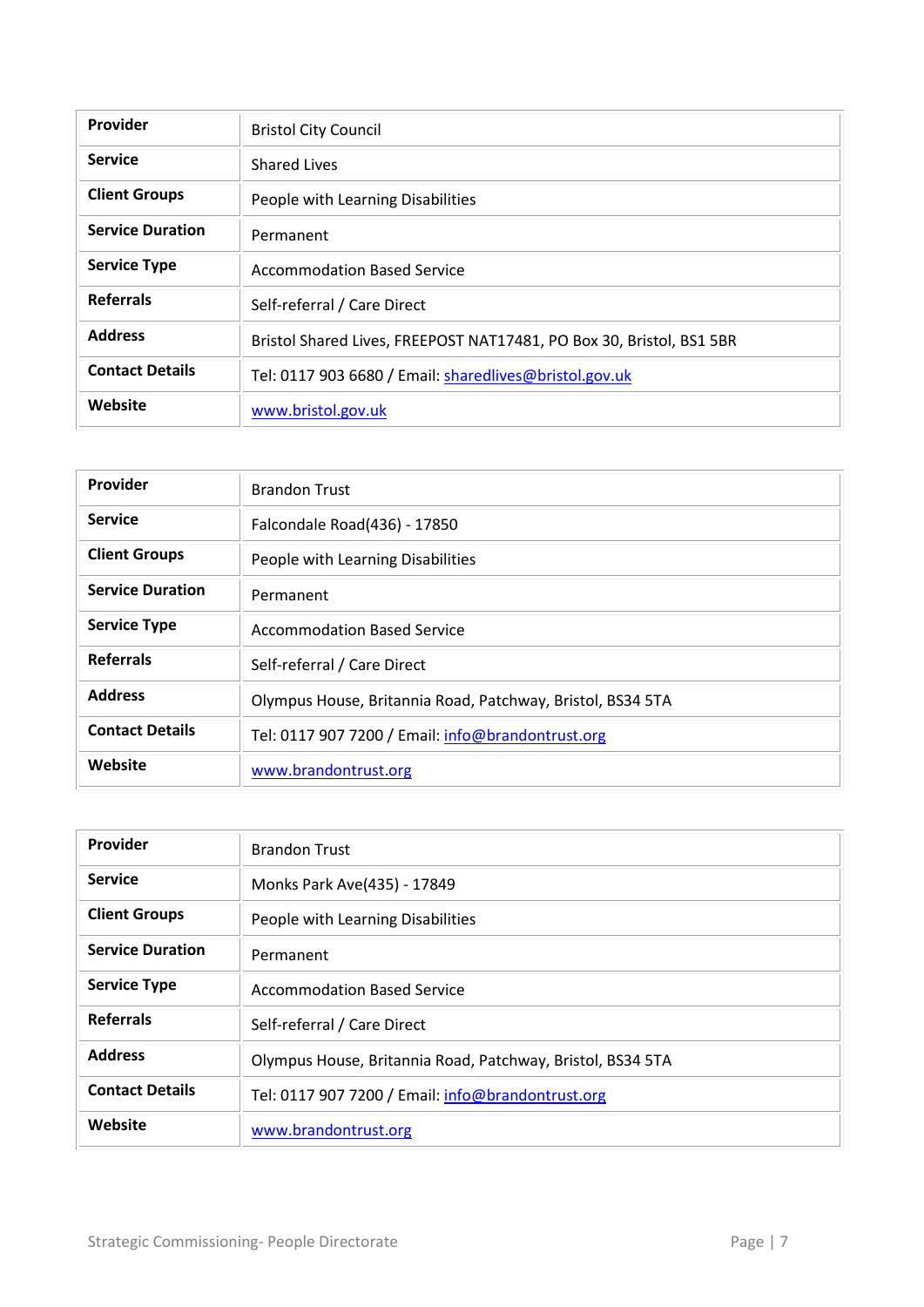| Provider | Bristol City Council |
|---|---|
| **Service** | Shared Lives |
| **Client Groups** | People with Learning Disabilities |
| **Service Duration** | Permanent |
| **Service Type** | Accommodation Based Service |
| **Referrals** | Self-referral / Care Direct |
| **Address** | Bristol Shared Lives, FREEPOST NAT17481, PO Box 30, Bristol, BS1 5BR |
| **Contact Details** | Tel: 0117 903 6680 / Email: sharedlives@bristol.gov.uk |
| **Website** | www.bristol.gov.uk |

| Provider | Brandon Trust |
|---|---|
| **Service** | Falcondale Road(436) - 17850 |
| **Client Groups** | People with Learning Disabilities |
| **Service Duration** | Permanent |
| **Service Type** | Accommodation Based Service |
| **Referrals** | Self-referral / Care Direct |
| **Address** | Olympus House, Britannia Road, Patchway, Bristol, BS34 5TA |
| **Contact Details** | Tel: 0117 907 7200 / Email: info@brandontrust.org |
| **Website** | www.brandontrust.org |

| Provider | Brandon Trust |
|---|---|
| **Service** | Monks Park Ave(435) - 17849 |
| **Client Groups** | People with Learning Disabilities |
| **Service Duration** | Permanent |
| **Service Type** | Accommodation Based Service |
| **Referrals** | Self-referral / Care Direct |
| **Address** | Olympus House, Britannia Road, Patchway, Bristol, BS34 5TA |
| **Contact Details** | Tel: 0117 907 7200 / Email: info@brandontrust.org |
| **Website** | www.brandontrust.org |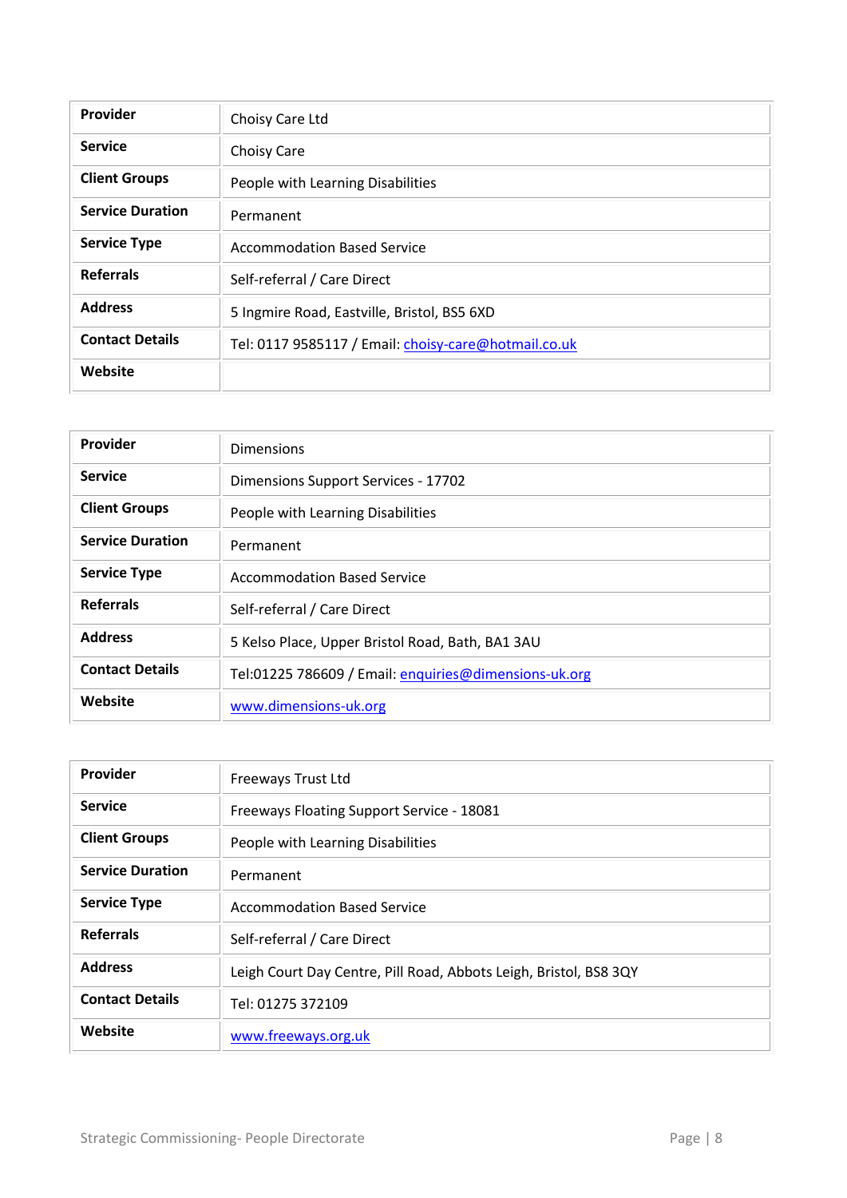| Provider | Choisy Care Ltd |
|---|---|
| Service | Choisy Care |
| Client Groups | People with Learning Disabilities |
| Service Duration | Permanent |
| Service Type | Accommodation Based Service |
| Referrals | Self-referral / Care Direct |
| Address | 5 Ingmire Road, Eastville, Bristol, BS5 6XD |
| Contact Details | Tel: 0117 9585117 / Email: choisy-care@hotmail.co.uk |
| Website | |

| Provider | Dimensions |
|---|---|
| Service | Dimensions Support Services - 17702 |
| Client Groups | People with Learning Disabilities |
| Service Duration | Permanent |
| Service Type | Accommodation Based Service |
| Referrals | Self-referral / Care Direct |
| Address | 5 Kelso Place, Upper Bristol Road, Bath, BA1 3AU |
| Contact Details | Tel:01225 786609 / Email: enquiries@dimensions-uk.org |
| Website | www.dimensions-uk.org |

| Provider | Freeways Trust Ltd |
|---|---|
| Service | Freeways Floating Support Service - 18081 |
| Client Groups | People with Learning Disabilities |
| Service Duration | Permanent |
| Service Type | Accommodation Based Service |
| Referrals | Self-referral / Care Direct |
| Address | Leigh Court Day Centre, Pill Road, Abbots Leigh, Bristol, BS8 3QY |
| Contact Details | Tel: 01275 372109 |
| Website | www.freeways.org.uk |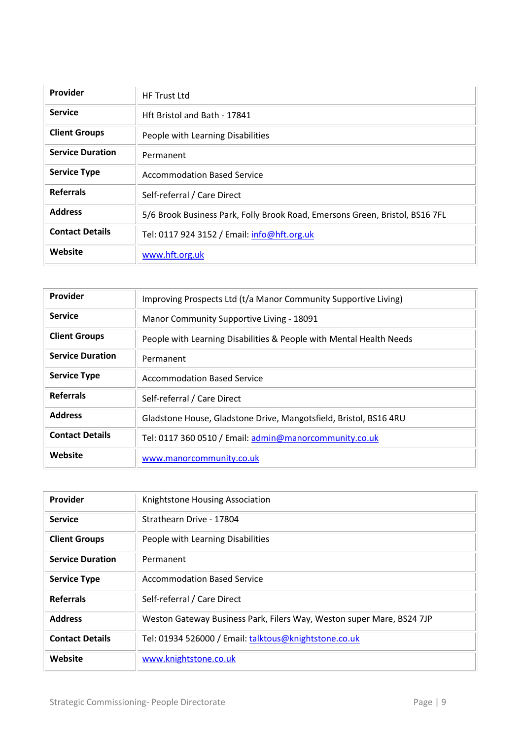| Provider | HF Trust Ltd |
|---|---|
| Service | Hft Bristol and Bath - 17841 |
| Client Groups | People with Learning Disabilities |
| Service Duration | Permanent |
| Service Type | Accommodation Based Service |
| Referrals | Self-referral / Care Direct |
| Address | 5/6 Brook Business Park, Folly Brook Road, Emersons Green, Bristol, BS16 7FL |
| Contact Details | Tel: 0117 924 3152 / Email: info@hft.org.uk |
| Website | www.hft.org.uk |

| Provider | Improving Prospects Ltd (t/a Manor Community Supportive Living) |
|---|---|
| Service | Manor Community Supportive Living - 18091 |
| Client Groups | People with Learning Disabilities & People with Mental Health Needs |
| Service Duration | Permanent |
| Service Type | Accommodation Based Service |
| Referrals | Self-referral / Care Direct |
| Address | Gladstone House, Gladstone Drive, Mangotsfield, Bristol, BS16 4RU |
| Contact Details | Tel: 0117 360 0510 / Email: admin@manorcommunity.co.uk |
| Website | www.manorcommunity.co.uk |

| Provider | Knightstone Housing Association |
|---|---|
| Service | Strathearn Drive - 17804 |
| Client Groups | People with Learning Disabilities |
| Service Duration | Permanent |
| Service Type | Accommodation Based Service |
| Referrals | Self-referral / Care Direct |
| Address | Weston Gateway Business Park, Filers Way, Weston super Mare, BS24 7JP |
| Contact Details | Tel: 01934 526000 / Email: talktous@knightstone.co.uk |
| Website | www.knightstone.co.uk |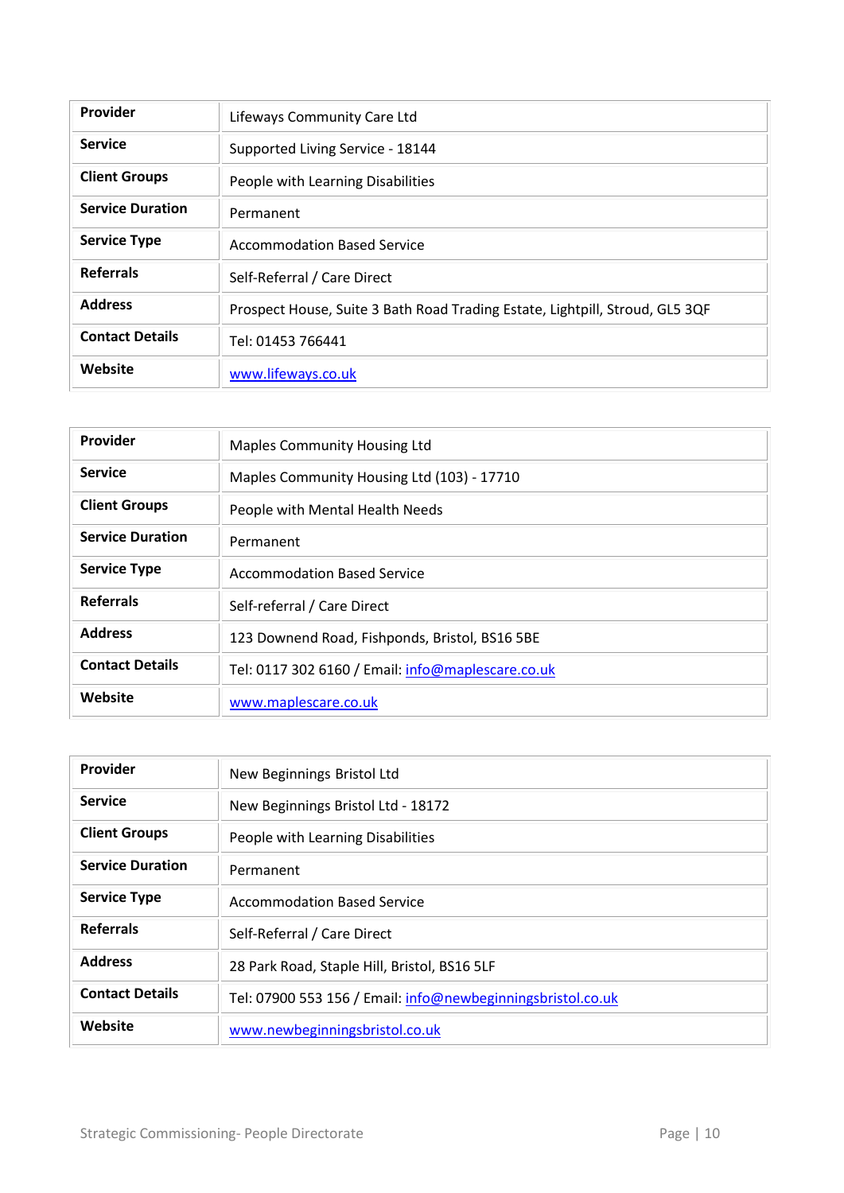| Provider | Lifeways Community Care Ltd |
|---|---|
| Service | Supported Living Service - 18144 |
| Client Groups | People with Learning Disabilities |
| Service Duration | Permanent |
| Service Type | Accommodation Based Service |
| Referrals | Self-Referral / Care Direct |
| Address | Prospect House, Suite 3 Bath Road Trading Estate, Lightpill, Stroud, GL5 3QF |
| Contact Details | Tel: 01453 766441 |
| Website | www.lifeways.co.uk |

| Provider | Maples Community Housing Ltd |
|---|---|
| Service | Maples Community Housing Ltd (103) - 17710 |
| Client Groups | People with Mental Health Needs |
| Service Duration | Permanent |
| Service Type | Accommodation Based Service |
| Referrals | Self-referral / Care Direct |
| Address | 123 Downend Road, Fishponds, Bristol, BS16 5BE |
| Contact Details | Tel: 0117 302 6160 / Email: info@maplescare.co.uk |
| Website | www.maplescare.co.uk |

| Provider | New Beginnings Bristol Ltd |
|---|---|
| Service | New Beginnings Bristol Ltd - 18172 |
| Client Groups | People with Learning Disabilities |
| Service Duration | Permanent |
| Service Type | Accommodation Based Service |
| Referrals | Self-Referral / Care Direct |
| Address | 28 Park Road, Staple Hill, Bristol, BS16 5LF |
| Contact Details | Tel: 07900 553 156 / Email: info@newbeginningsbristol.co.uk |
| Website | www.newbeginningsbristol.co.uk |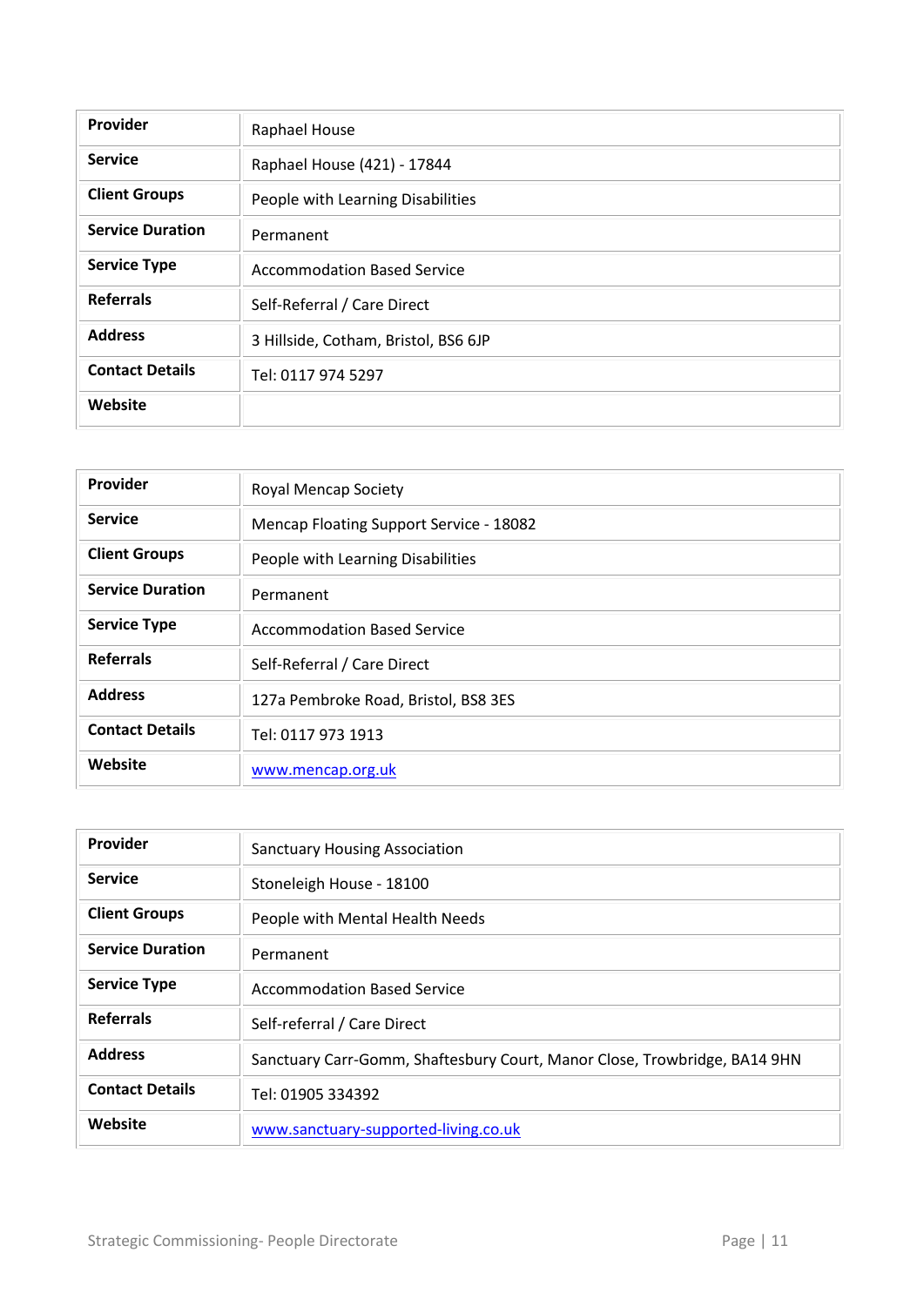| Provider | Raphael House |
|---|---|
| Service | Raphael House (421) - 17844 |
| Client Groups | People with Learning Disabilities |
| Service Duration | Permanent |
| Service Type | Accommodation Based Service |
| Referrals | Self-Referral / Care Direct |
| Address | 3 Hillside, Cotham, Bristol, BS6 6JP |
| Contact Details | Tel: 0117 974 5297 |
| Website | |

| Provider | Royal Mencap Society |
|---|---|
| Service | Mencap Floating Support Service - 18082 |
| Client Groups | People with Learning Disabilities |
| Service Duration | Permanent |
| Service Type | Accommodation Based Service |
| Referrals | Self-Referral / Care Direct |
| Address | 127a Pembroke Road, Bristol, BS8 3ES |
| Contact Details | Tel: 0117 973 1913 |
| Website | www.mencap.org.uk |

| Provider | Sanctuary Housing Association |
|---|---|
| Service | Stoneleigh House - 18100 |
| Client Groups | People with Mental Health Needs |
| Service Duration | Permanent |
| Service Type | Accommodation Based Service |
| Referrals | Self-referral / Care Direct |
| Address | Sanctuary Carr-Gomm, Shaftesbury Court, Manor Close, Trowbridge, BA14 9HN |
| Contact Details | Tel: 01905 334392 |
| Website | www.sanctuary-supported-living.co.uk |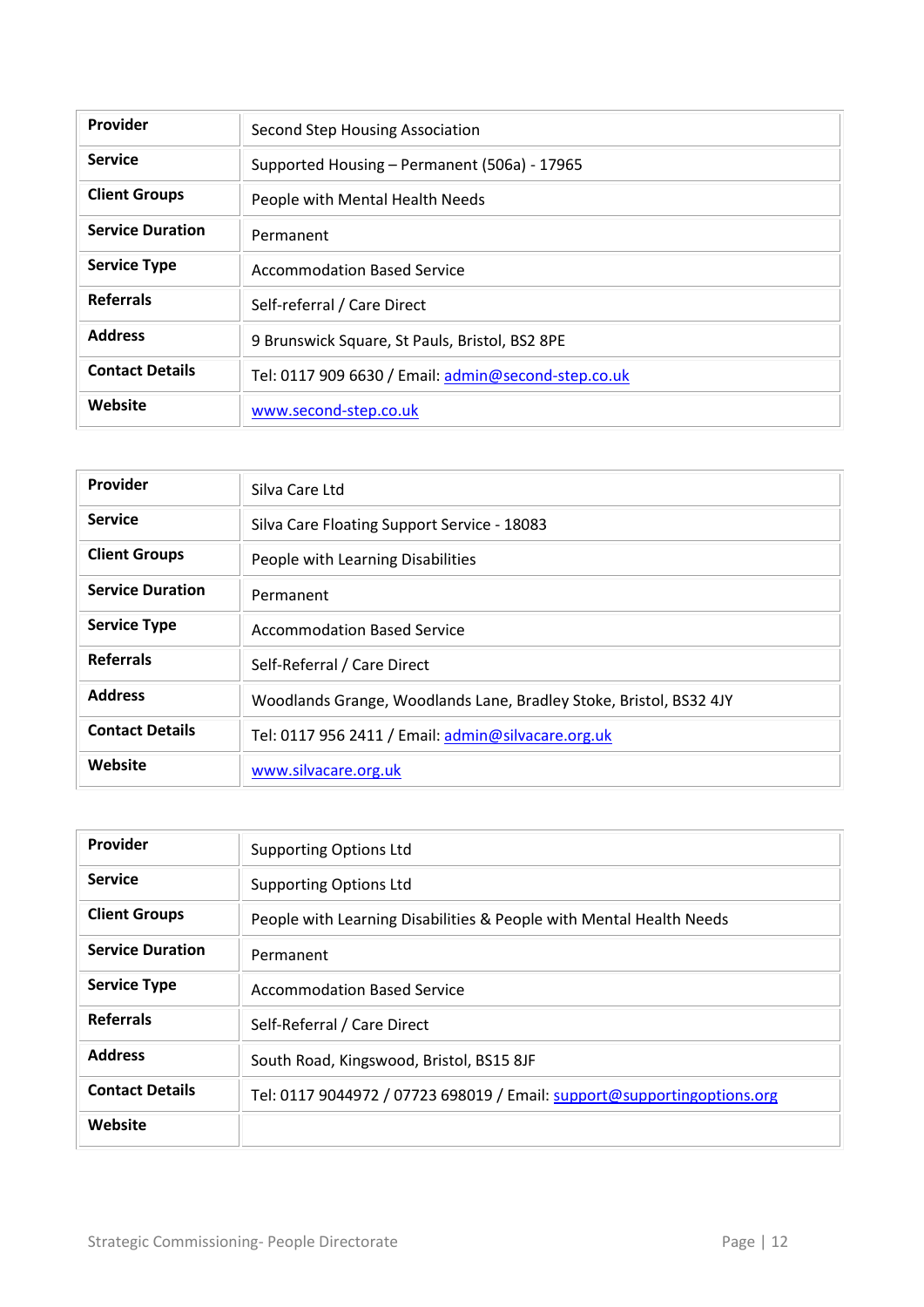| Provider | Second Step Housing Association |
|---|---|
| Service | Supported Housing – Permanent (506a) - 17965 |
| Client Groups | People with Mental Health Needs |
| Service Duration | Permanent |
| Service Type | Accommodation Based Service |
| Referrals | Self-referral / Care Direct |
| Address | 9 Brunswick Square, St Pauls, Bristol, BS2 8PE |
| Contact Details | Tel: 0117 909 6630 / Email: admin@second-step.co.uk |
| Website | www.second-step.co.uk |

| Provider | Silva Care Ltd |
|---|---|
| Service | Silva Care Floating Support Service - 18083 |
| Client Groups | People with Learning Disabilities |
| Service Duration | Permanent |
| Service Type | Accommodation Based Service |
| Referrals | Self-Referral / Care Direct |
| Address | Woodlands Grange, Woodlands Lane, Bradley Stoke, Bristol, BS32 4JY |
| Contact Details | Tel: 0117 956 2411 / Email: admin@silvacare.org.uk |
| Website | www.silvacare.org.uk |

| Provider | Supporting Options Ltd |
|---|---|
| Service | Supporting Options Ltd |
| Client Groups | People with Learning Disabilities & People with Mental Health Needs |
| Service Duration | Permanent |
| Service Type | Accommodation Based Service |
| Referrals | Self-Referral / Care Direct |
| Address | South Road, Kingswood, Bristol, BS15 8JF |
| Contact Details | Tel: 0117 9044972 / 07723 698019 / Email: support@supportingoptions.org |
| Website | |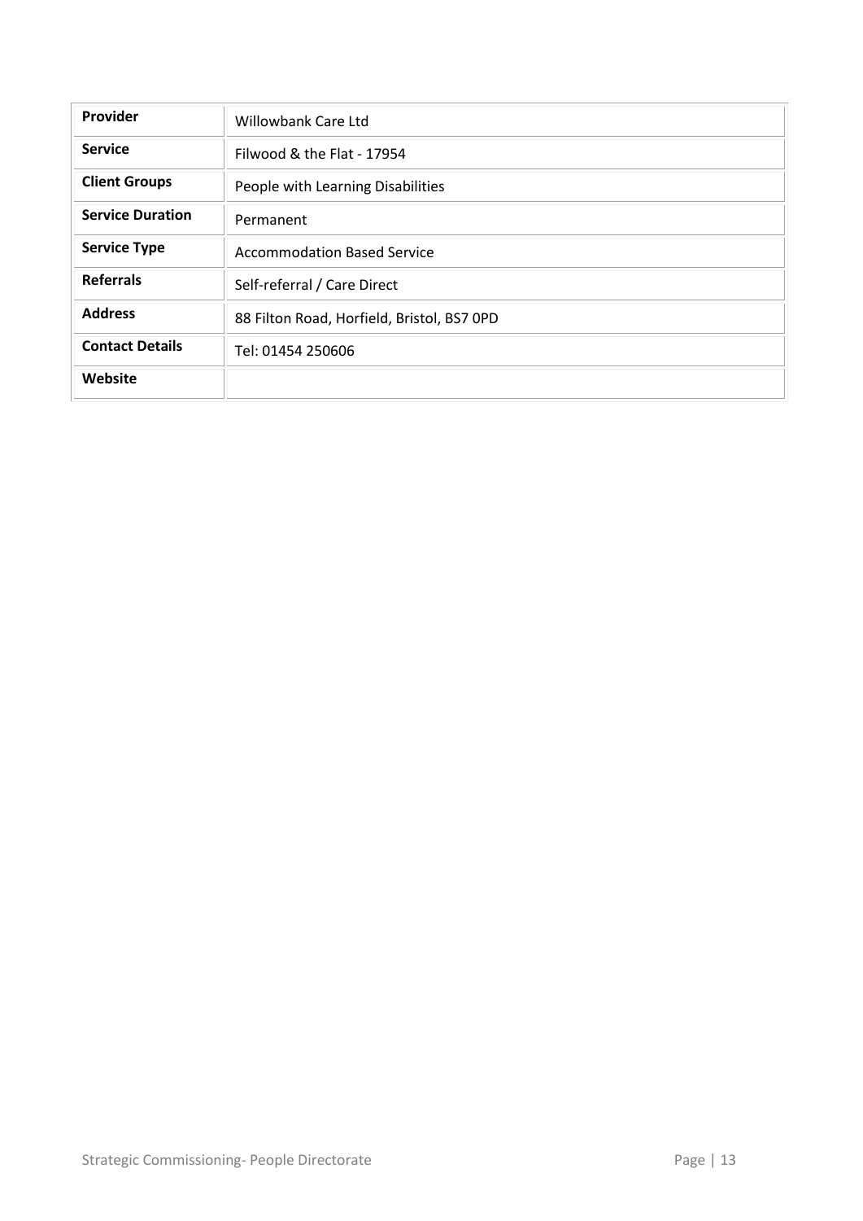| | |
|---|---|
| **Provider** | Willowbank Care Ltd |
| **Service** | Filwood & the Flat - 17954 |
| **Client Groups** | People with Learning Disabilities |
| **Service Duration** | Permanent |
| **Service Type** | Accommodation Based Service |
| **Referrals** | Self-referral / Care Direct |
| **Address** | 88 Filton Road, Horfield, Bristol, BS7 0PD |
| **Contact Details** | Tel: 01454 250606 |
| **Website** | |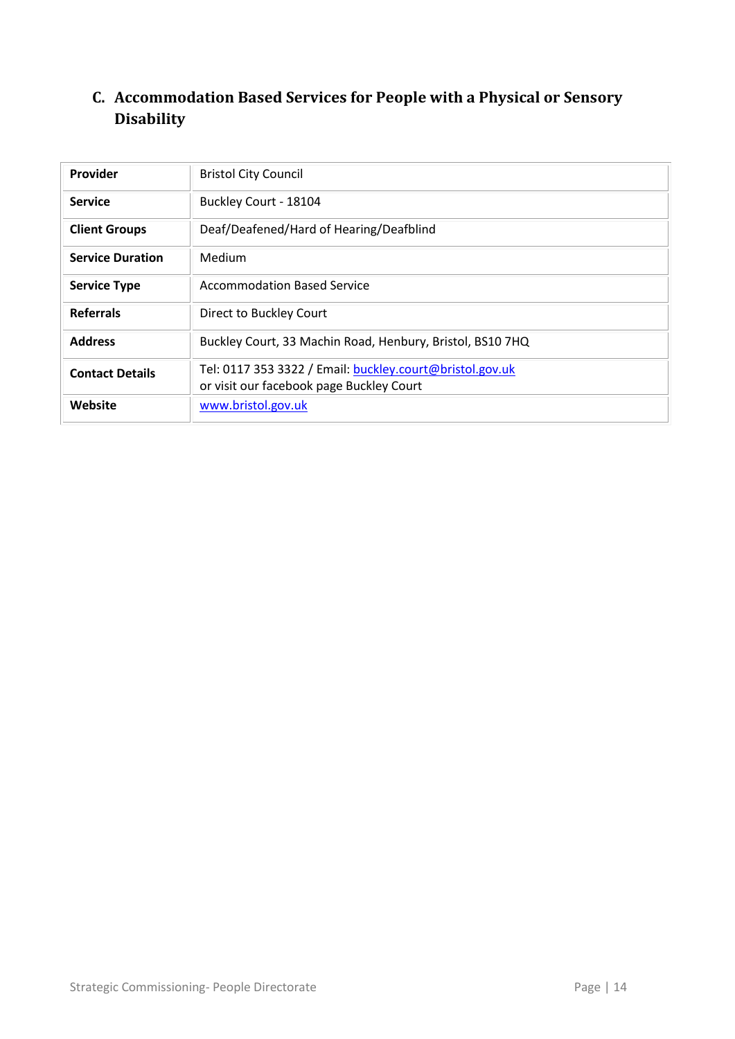## C. Accommodation Based Services for People with a Physical or Sensory Disability

| **Provider** | Bristol City Council |
|---|---|
| **Service** | Buckley Court - 18104 |
| **Client Groups** | Deaf/Deafened/Hard of Hearing/Deafblind |
| **Service Duration** | Medium |
| **Service Type** | Accommodation Based Service |
| **Referrals** | Direct to Buckley Court |
| **Address** | Buckley Court, 33 Machin Road, Henbury, Bristol, BS10 7HQ |
| **Contact Details** | Tel: 0117 353 3322 / Email: buckley.court@bristol.gov.uk or visit our facebook page Buckley Court |
| **Website** | www.bristol.gov.uk |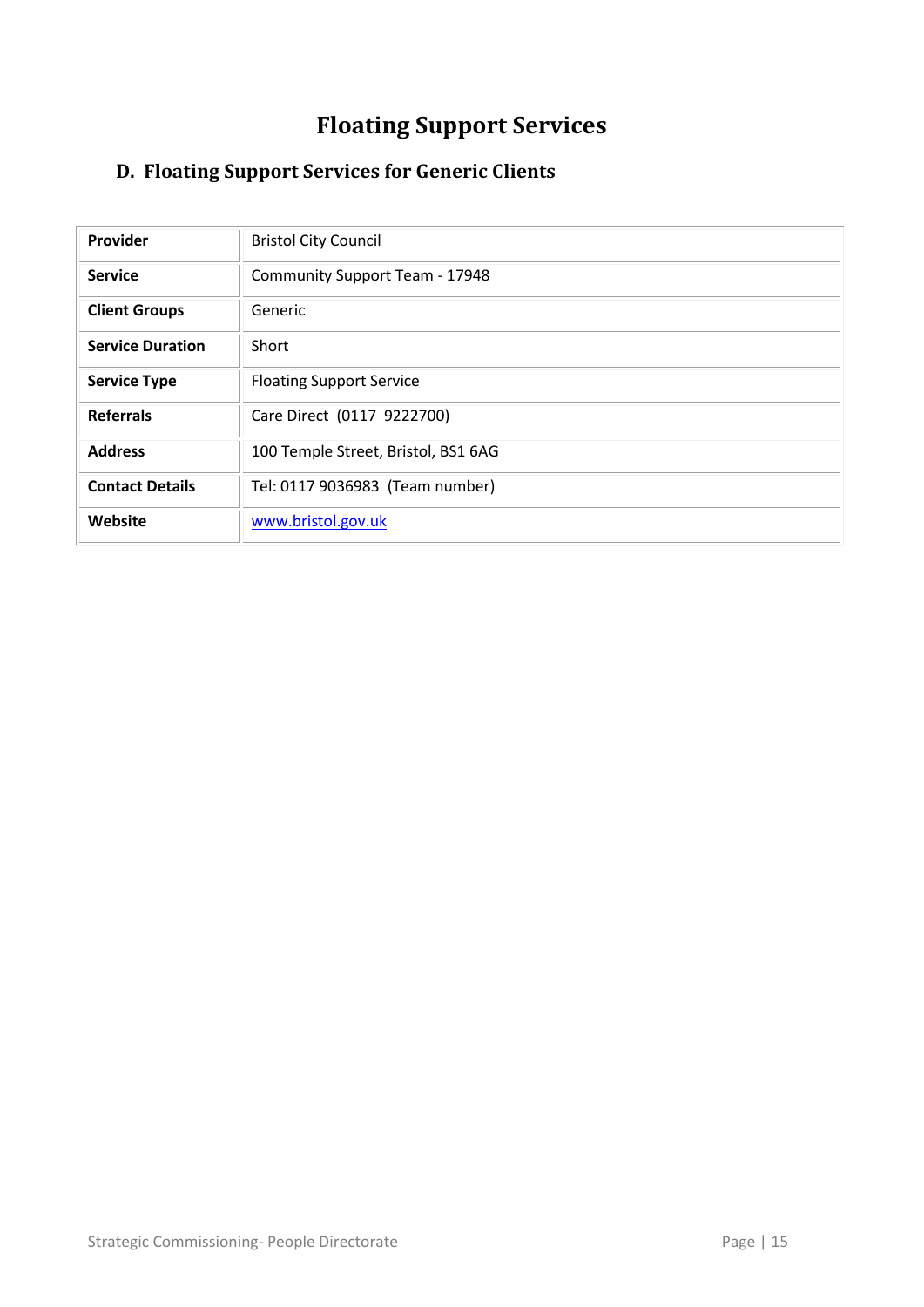# Floating Support Services

## D. Floating Support Services for Generic Clients

| | |
|---|---|
| **Provider** | Bristol City Council |
| **Service** | Community Support Team - 17948 |
| **Client Groups** | Generic |
| **Service Duration** | Short |
| **Service Type** | Floating Support Service |
| **Referrals** | Care Direct (0117 9222700) |
| **Address** | 100 Temple Street, Bristol, BS1 6AG |
| **Contact Details** | Tel: 0117 9036983 (Team number) |
| **Website** | www.bristol.gov.uk |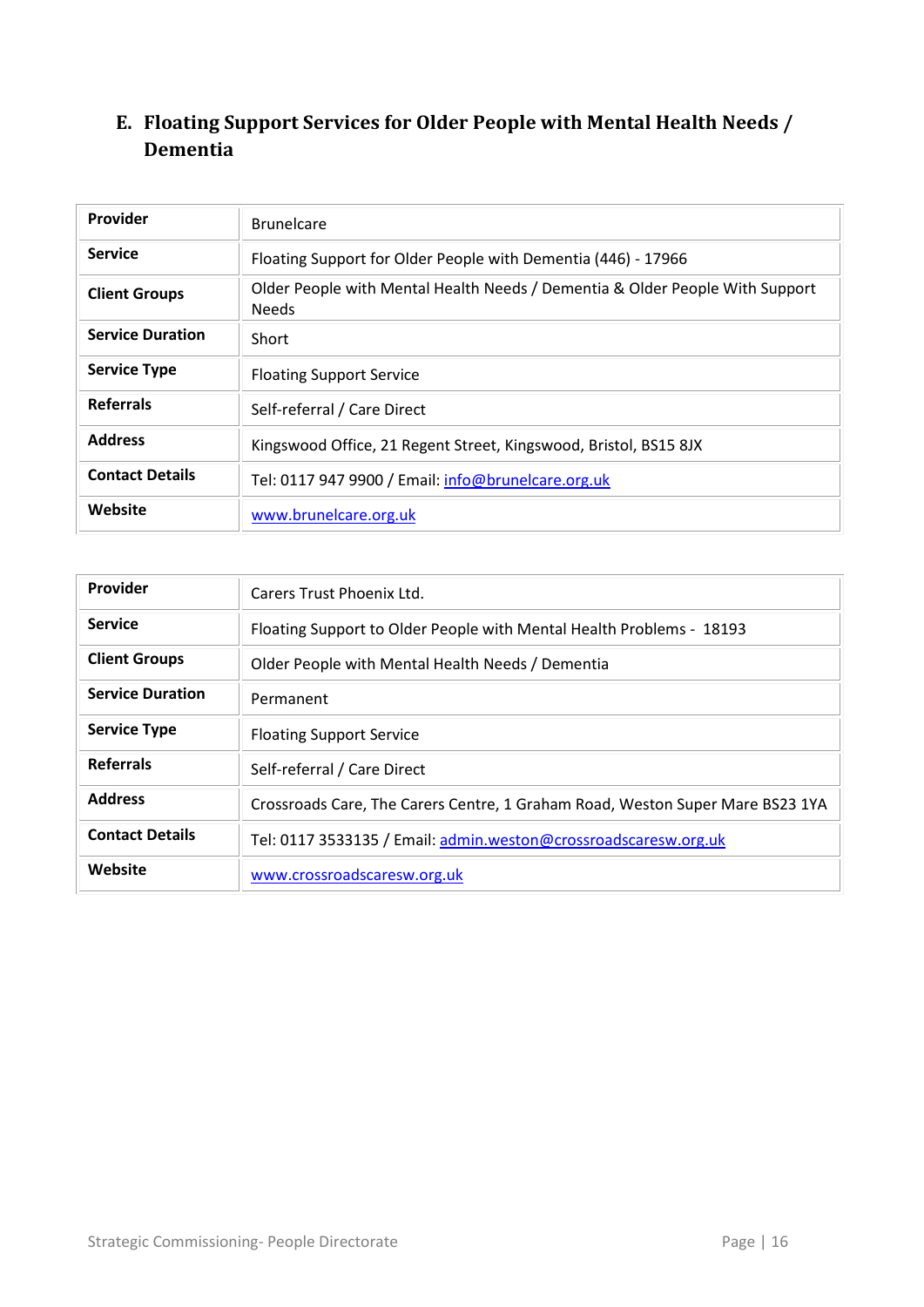## E. Floating Support Services for Older People with Mental Health Needs / Dementia

| **Provider** | Brunelcare |
|---|---|
| **Service** | Floating Support for Older People with Dementia (446) - 17966 |
| **Client Groups** | Older People with Mental Health Needs / Dementia & Older People With Support Needs |
| **Service Duration** | Short |
| **Service Type** | Floating Support Service |
| **Referrals** | Self-referral / Care Direct |
| **Address** | Kingswood Office, 21 Regent Street, Kingswood, Bristol, BS15 8JX |
| **Contact Details** | Tel: 0117 947 9900 / Email: info@brunelcare.org.uk |
| **Website** | www.brunelcare.org.uk |

| **Provider** | Carers Trust Phoenix Ltd. |
|---|---|
| **Service** | Floating Support to Older People with Mental Health Problems - 18193 |
| **Client Groups** | Older People with Mental Health Needs / Dementia |
| **Service Duration** | Permanent |
| **Service Type** | Floating Support Service |
| **Referrals** | Self-referral / Care Direct |
| **Address** | Crossroads Care, The Carers Centre, 1 Graham Road, Weston Super Mare BS23 1YA |
| **Contact Details** | Tel: 0117 3533135 / Email: admin.weston@crossroadscaresw.org.uk |
| **Website** | www.crossroadscaresw.org.uk |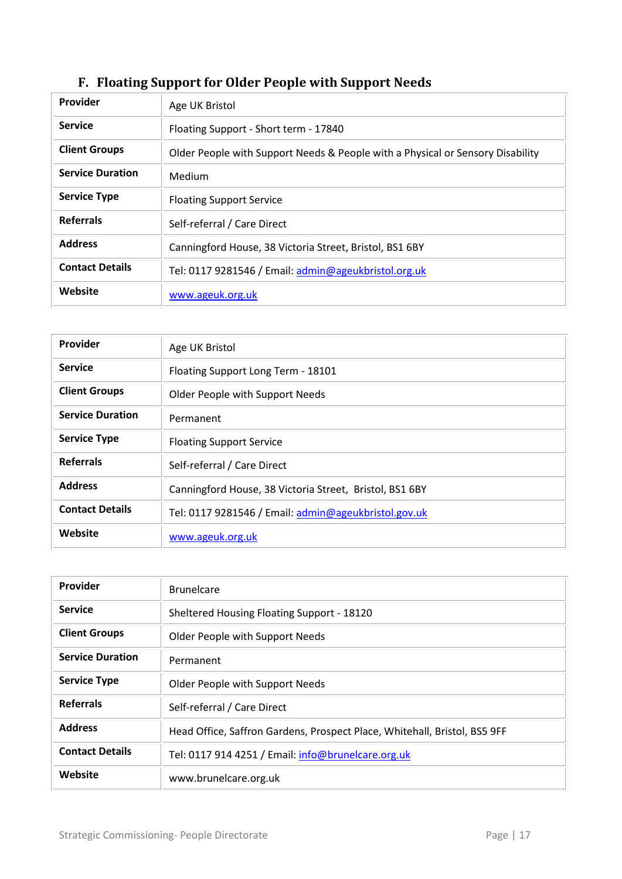## F. Floating Support for Older People with Support Needs

| **Provider** | Age UK Bristol |
|---|---|
| **Service** | Floating Support - Short term - 17840 |
| **Client Groups** | Older People with Support Needs & People with a Physical or Sensory Disability |
| **Service Duration** | Medium |
| **Service Type** | Floating Support Service |
| **Referrals** | Self-referral / Care Direct |
| **Address** | Canningford House, 38 Victoria Street, Bristol, BS1 6BY |
| **Contact Details** | Tel: 0117 9281546 / Email: admin@ageukbristol.org.uk |
| **Website** | www.ageuk.org.uk |

| **Provider** | Age UK Bristol |
|---|---|
| **Service** | Floating Support Long Term - 18101 |
| **Client Groups** | Older People with Support Needs |
| **Service Duration** | Permanent |
| **Service Type** | Floating Support Service |
| **Referrals** | Self-referral / Care Direct |
| **Address** | Canningford House, 38 Victoria Street, Bristol, BS1 6BY |
| **Contact Details** | Tel: 0117 9281546 / Email: admin@ageukbristol.gov.uk |
| **Website** | www.ageuk.org.uk |

| **Provider** | Brunelcare |
|---|---|
| **Service** | Sheltered Housing Floating Support - 18120 |
| **Client Groups** | Older People with Support Needs |
| **Service Duration** | Permanent |
| **Service Type** | Older People with Support Needs |
| **Referrals** | Self-referral / Care Direct |
| **Address** | Head Office, Saffron Gardens, Prospect Place, Whitehall, Bristol, BS5 9FF |
| **Contact Details** | Tel: 0117 914 4251 / Email: info@brunelcare.org.uk |
| **Website** | www.brunelcare.org.uk |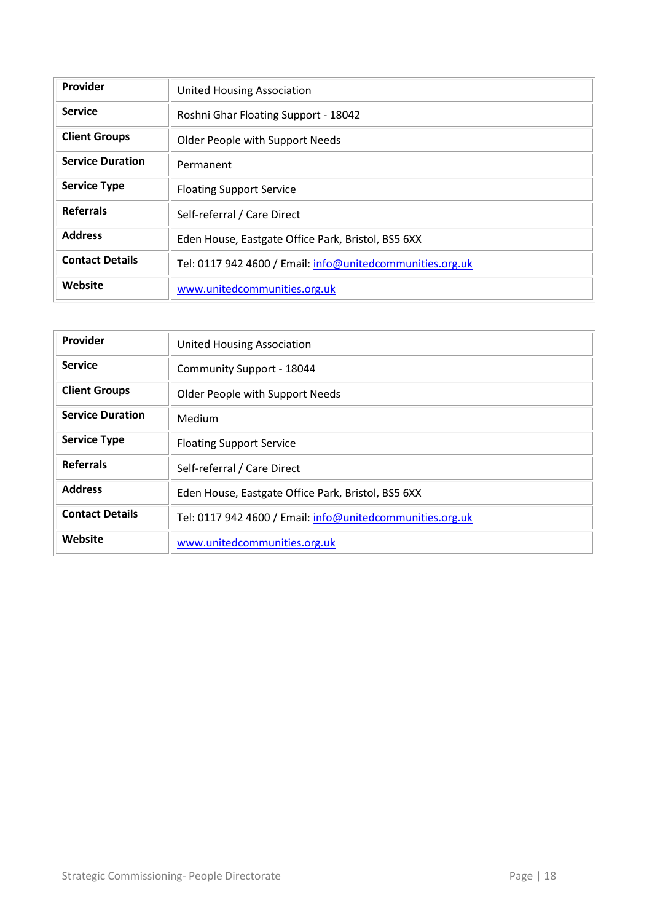| Provider | United Housing Association |
|---|---|
| Service | Roshni Ghar Floating Support - 18042 |
| Client Groups | Older People with Support Needs |
| Service Duration | Permanent |
| Service Type | Floating Support Service |
| Referrals | Self-referral / Care Direct |
| Address | Eden House, Eastgate Office Park, Bristol, BS5 6XX |
| Contact Details | Tel: 0117 942 4600 / Email: info@unitedcommunities.org.uk |
| Website | www.unitedcommunities.org.uk |

| Provider | United Housing Association |
|---|---|
| Service | Community Support - 18044 |
| Client Groups | Older People with Support Needs |
| Service Duration | Medium |
| Service Type | Floating Support Service |
| Referrals | Self-referral / Care Direct |
| Address | Eden House, Eastgate Office Park, Bristol, BS5 6XX |
| Contact Details | Tel: 0117 942 4600 / Email: info@unitedcommunities.org.uk |
| Website | www.unitedcommunities.org.uk |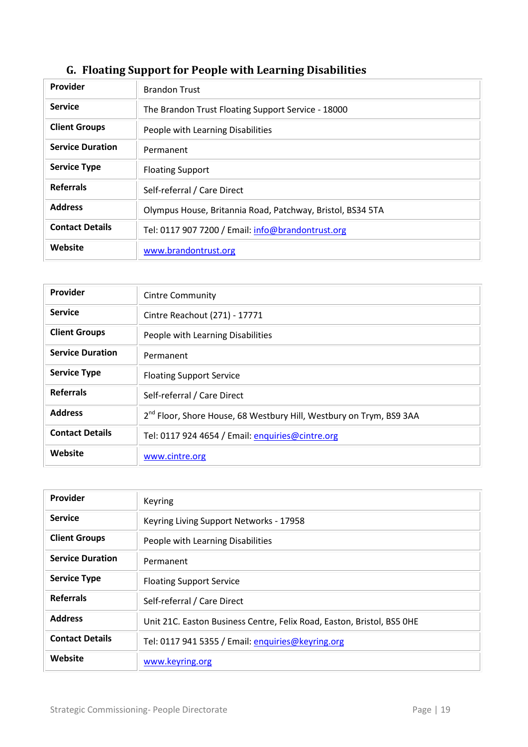## G. Floating Support for People with Learning Disabilities

| **Provider** | Brandon Trust |
|---|---|
| **Service** | The Brandon Trust Floating Support Service - 18000 |
| **Client Groups** | People with Learning Disabilities |
| **Service Duration** | Permanent |
| **Service Type** | Floating Support |
| **Referrals** | Self-referral / Care Direct |
| **Address** | Olympus House, Britannia Road, Patchway, Bristol, BS34 5TA |
| **Contact Details** | Tel: 0117 907 7200 / Email: info@brandontrust.org |
| **Website** | www.brandontrust.org |

| **Provider** | Cintre Community |
|---|---|
| **Service** | Cintre Reachout (271) - 17771 |
| **Client Groups** | People with Learning Disabilities |
| **Service Duration** | Permanent |
| **Service Type** | Floating Support Service |
| **Referrals** | Self-referral / Care Direct |
| **Address** | 2nd Floor, Shore House, 68 Westbury Hill, Westbury on Trym, BS9 3AA |
| **Contact Details** | Tel: 0117 924 4654 / Email: enquiries@cintre.org |
| **Website** | www.cintre.org |

| **Provider** | Keyring |
|---|---|
| **Service** | Keyring Living Support Networks - 17958 |
| **Client Groups** | People with Learning Disabilities |
| **Service Duration** | Permanent |
| **Service Type** | Floating Support Service |
| **Referrals** | Self-referral / Care Direct |
| **Address** | Unit 21C. Easton Business Centre, Felix Road, Easton, Bristol, BS5 0HE |
| **Contact Details** | Tel: 0117 941 5355 / Email: enquiries@keyring.org |
| **Website** | www.keyring.org |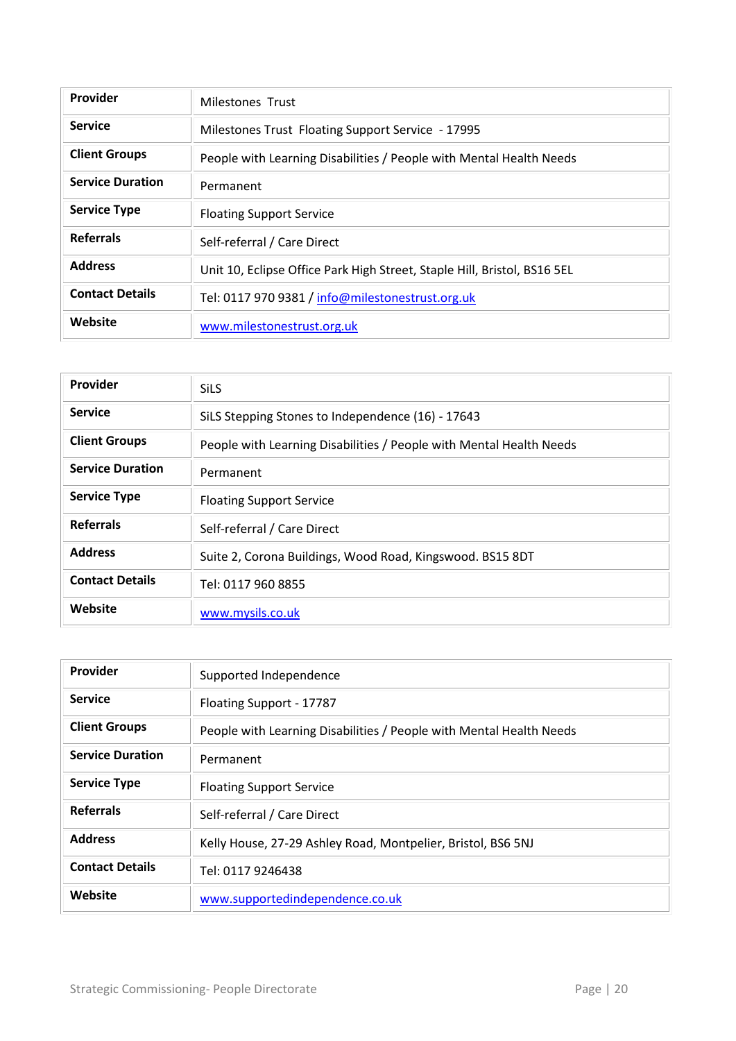| Provider | Milestones Trust |
|---|---|
| Service | Milestones Trust Floating Support Service - 17995 |
| Client Groups | People with Learning Disabilities / People with Mental Health Needs |
| Service Duration | Permanent |
| Service Type | Floating Support Service |
| Referrals | Self-referral / Care Direct |
| Address | Unit 10, Eclipse Office Park High Street, Staple Hill, Bristol, BS16 5EL |
| Contact Details | Tel: 0117 970 9381 / info@milestonestrust.org.uk |
| Website | www.milestonestrust.org.uk |

| Provider | SiLS |
|---|---|
| Service | SiLS Stepping Stones to Independence (16) - 17643 |
| Client Groups | People with Learning Disabilities / People with Mental Health Needs |
| Service Duration | Permanent |
| Service Type | Floating Support Service |
| Referrals | Self-referral / Care Direct |
| Address | Suite 2, Corona Buildings, Wood Road, Kingswood. BS15 8DT |
| Contact Details | Tel: 0117 960 8855 |
| Website | www.mysils.co.uk |

| Provider | Supported Independence |
|---|---|
| Service | Floating Support - 17787 |
| Client Groups | People with Learning Disabilities / People with Mental Health Needs |
| Service Duration | Permanent |
| Service Type | Floating Support Service |
| Referrals | Self-referral / Care Direct |
| Address | Kelly House, 27-29 Ashley Road, Montpelier, Bristol, BS6 5NJ |
| Contact Details | Tel: 0117 9246438 |
| Website | www.supportedindependence.co.uk |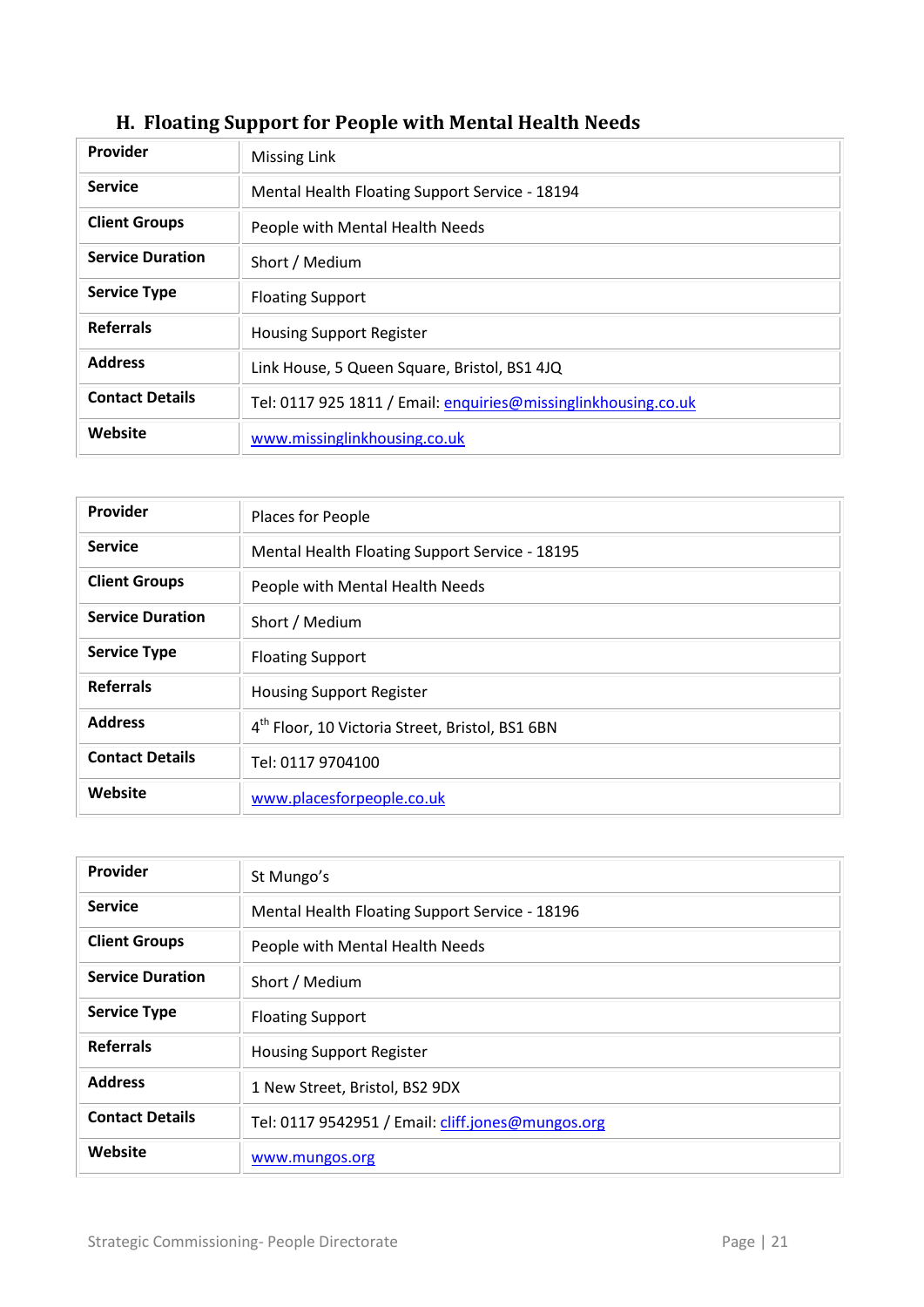## H. Floating Support for People with Mental Health Needs

| Provider | Missing Link |
|---|---|
| Service | Mental Health Floating Support Service - 18194 |
| Client Groups | People with Mental Health Needs |
| Service Duration | Short / Medium |
| Service Type | Floating Support |
| Referrals | Housing Support Register |
| Address | Link House, 5 Queen Square, Bristol, BS1 4JQ |
| Contact Details | Tel: 0117 925 1811 / Email: enquiries@missinglinkhousing.co.uk |
| Website | www.missinglinkhousing.co.uk |

| Provider | Places for People |
|---|---|
| Service | Mental Health Floating Support Service - 18195 |
| Client Groups | People with Mental Health Needs |
| Service Duration | Short / Medium |
| Service Type | Floating Support |
| Referrals | Housing Support Register |
| Address | 4th Floor, 10 Victoria Street, Bristol, BS1 6BN |
| Contact Details | Tel: 0117 9704100 |
| Website | www.placesforpeople.co.uk |

| Provider | St Mungo's |
|---|---|
| Service | Mental Health Floating Support Service - 18196 |
| Client Groups | People with Mental Health Needs |
| Service Duration | Short / Medium |
| Service Type | Floating Support |
| Referrals | Housing Support Register |
| Address | 1 New Street, Bristol, BS2 9DX |
| Contact Details | Tel: 0117 9542951 / Email: cliff.jones@mungos.org |
| Website | www.mungos.org |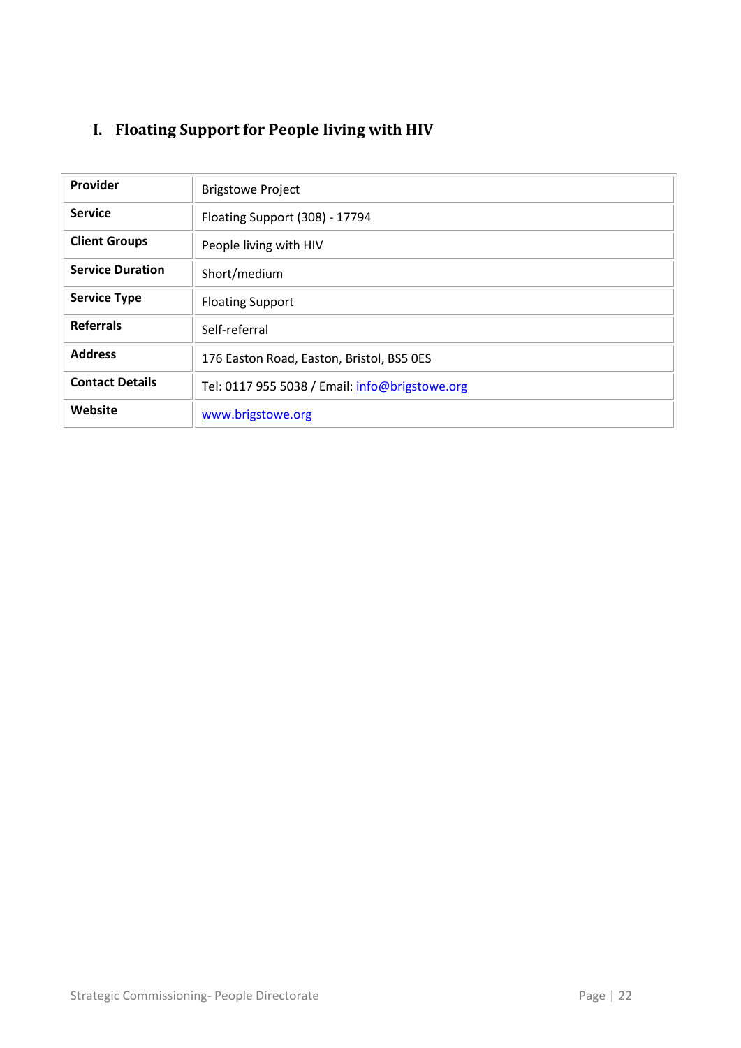## I. Floating Support for People living with HIV

| | |
|---|---|
| **Provider** | Brigstowe Project |
| **Service** | Floating Support (308) - 17794 |
| **Client Groups** | People living with HIV |
| **Service Duration** | Short/medium |
| **Service Type** | Floating Support |
| **Referrals** | Self-referral |
| **Address** | 176 Easton Road, Easton, Bristol, BS5 0ES |
| **Contact Details** | Tel: 0117 955 5038 / Email: info@brigstowe.org |
| **Website** | www.brigstowe.org |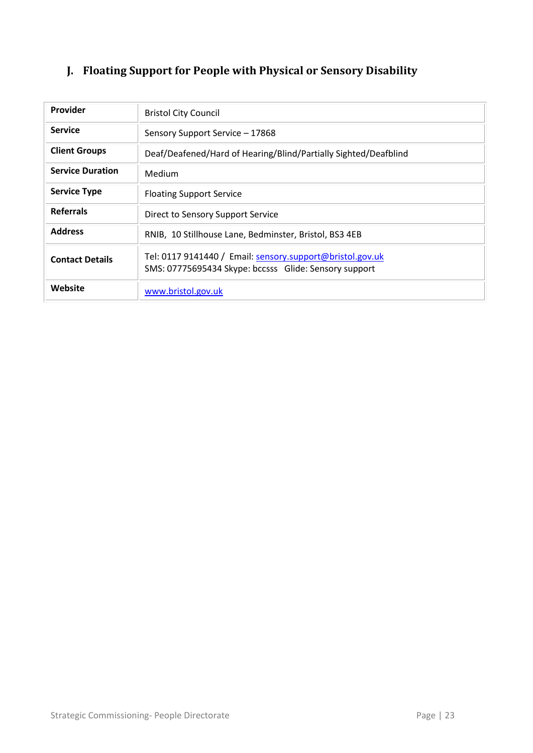## J. Floating Support for People with Physical or Sensory Disability

| | |
|---|---|
| **Provider** | Bristol City Council |
| **Service** | Sensory Support Service – 17868 |
| **Client Groups** | Deaf/Deafened/Hard of Hearing/Blind/Partially Sighted/Deafblind |
| **Service Duration** | Medium |
| **Service Type** | Floating Support Service |
| **Referrals** | Direct to Sensory Support Service |
| **Address** | RNIB, 10 Stillhouse Lane, Bedminster, Bristol, BS3 4EB |
| **Contact Details** | Tel: 0117 9141440 / Email: sensory.support@bristol.gov.uk<br>SMS: 07775695434 Skype: bccsss Glide: Sensory support |
| **Website** | www.bristol.gov.uk |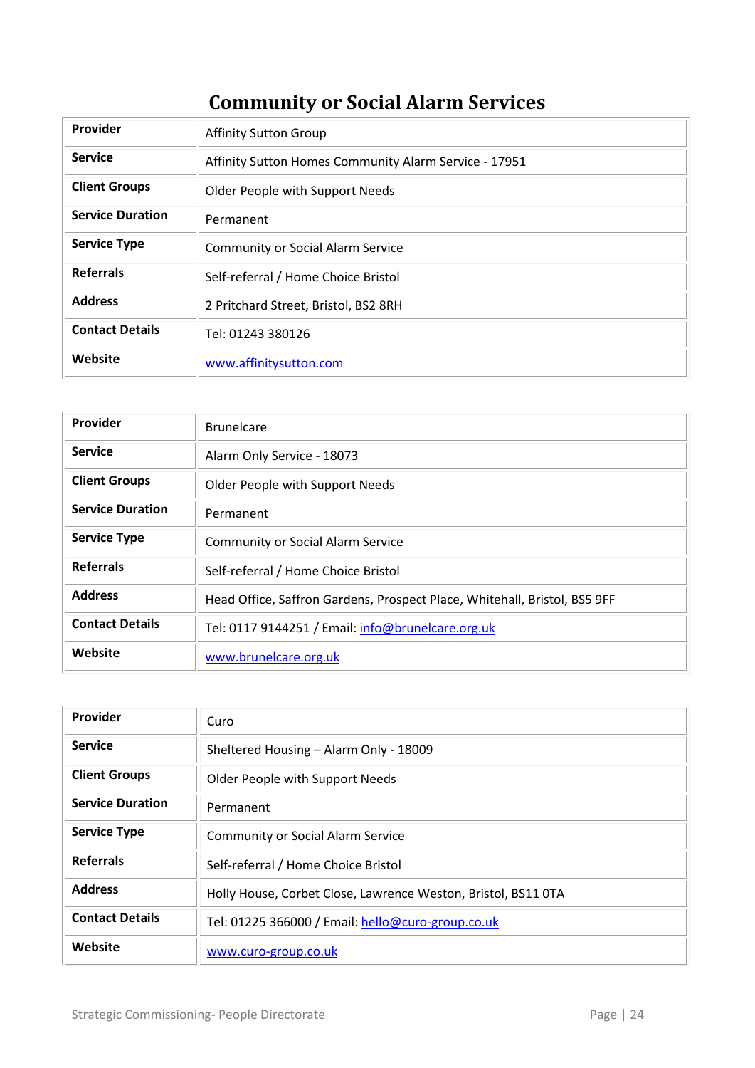# Community or Social Alarm Services

| Provider | Affinity Sutton Group |
|---|---|
| Service | Affinity Sutton Homes Community Alarm Service - 17951 |
| Client Groups | Older People with Support Needs |
| Service Duration | Permanent |
| Service Type | Community or Social Alarm Service |
| Referrals | Self-referral / Home Choice Bristol |
| Address | 2 Pritchard Street, Bristol, BS2 8RH |
| Contact Details | Tel: 01243 380126 |
| Website | www.affinitysutton.com |

| Provider | Brunelcare |
|---|---|
| Service | Alarm Only Service - 18073 |
| Client Groups | Older People with Support Needs |
| Service Duration | Permanent |
| Service Type | Community or Social Alarm Service |
| Referrals | Self-referral / Home Choice Bristol |
| Address | Head Office, Saffron Gardens, Prospect Place, Whitehall, Bristol, BS5 9FF |
| Contact Details | Tel: 0117 9144251 / Email: info@brunelcare.org.uk |
| Website | www.brunelcare.org.uk |

| Provider | Curo |
|---|---|
| Service | Sheltered Housing – Alarm Only - 18009 |
| Client Groups | Older People with Support Needs |
| Service Duration | Permanent |
| Service Type | Community or Social Alarm Service |
| Referrals | Self-referral / Home Choice Bristol |
| Address | Holly House, Corbet Close, Lawrence Weston, Bristol, BS11 0TA |
| Contact Details | Tel: 01225 366000 / Email: hello@curo-group.co.uk |
| Website | www.curo-group.co.uk |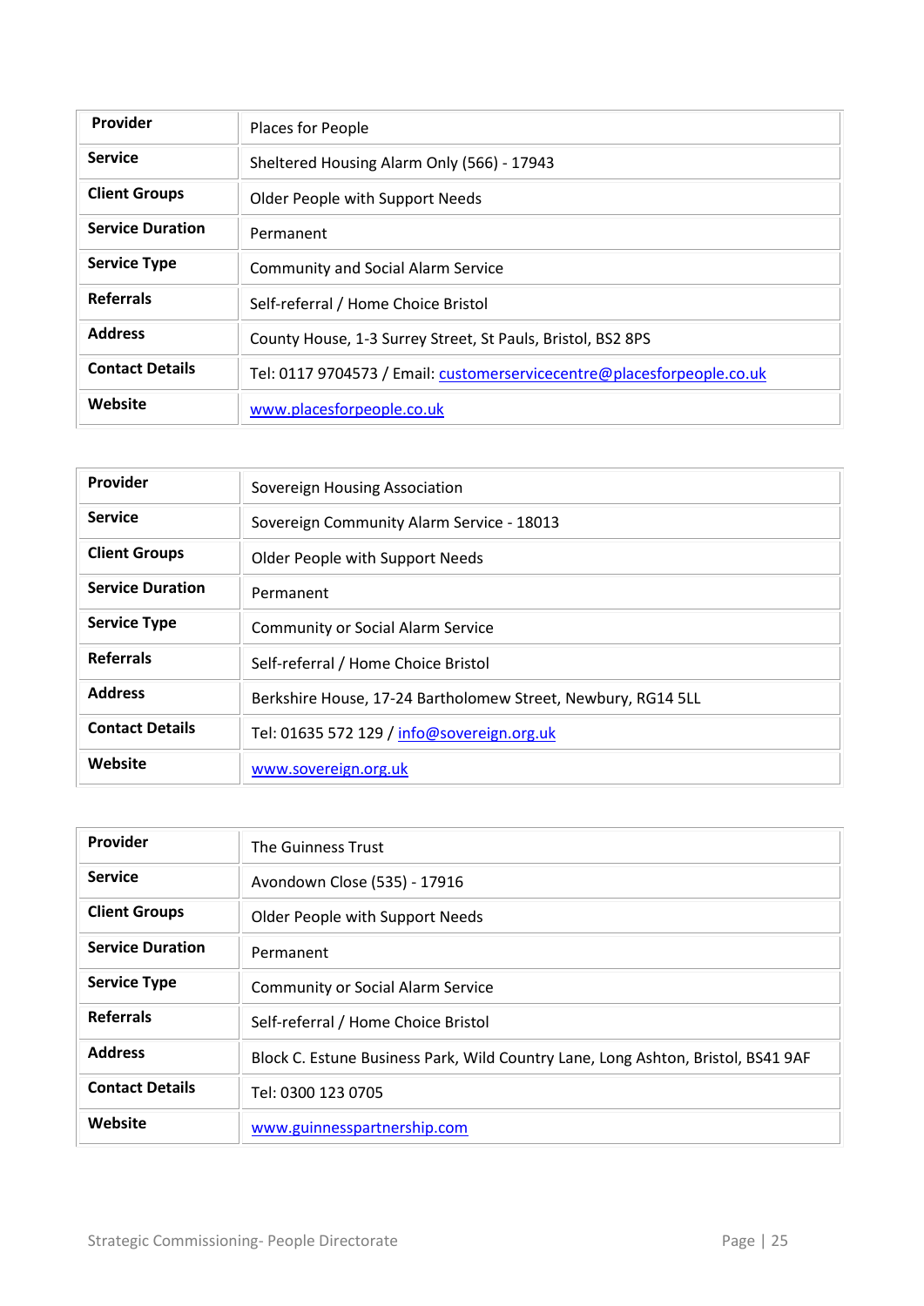| Provider | Places for People |
|---|---|
| Service | Sheltered Housing Alarm Only (566) - 17943 |
| Client Groups | Older People with Support Needs |
| Service Duration | Permanent |
| Service Type | Community and Social Alarm Service |
| Referrals | Self-referral / Home Choice Bristol |
| Address | County House, 1-3 Surrey Street, St Pauls, Bristol, BS2 8PS |
| Contact Details | Tel: 0117 9704573 / Email: customerservicecentre@placesforpeople.co.uk |
| Website | www.placesforpeople.co.uk |

| Provider | Sovereign Housing Association |
|---|---|
| Service | Sovereign Community Alarm Service - 18013 |
| Client Groups | Older People with Support Needs |
| Service Duration | Permanent |
| Service Type | Community or Social Alarm Service |
| Referrals | Self-referral / Home Choice Bristol |
| Address | Berkshire House, 17-24 Bartholomew Street, Newbury, RG14 5LL |
| Contact Details | Tel: 01635 572 129 / info@sovereign.org.uk |
| Website | www.sovereign.org.uk |

| Provider | The Guinness Trust |
|---|---|
| Service | Avondown Close (535) - 17916 |
| Client Groups | Older People with Support Needs |
| Service Duration | Permanent |
| Service Type | Community or Social Alarm Service |
| Referrals | Self-referral / Home Choice Bristol |
| Address | Block C. Estune Business Park, Wild Country Lane, Long Ashton, Bristol, BS41 9AF |
| Contact Details | Tel: 0300 123 0705 |
| Website | www.guinnesspartnership.com |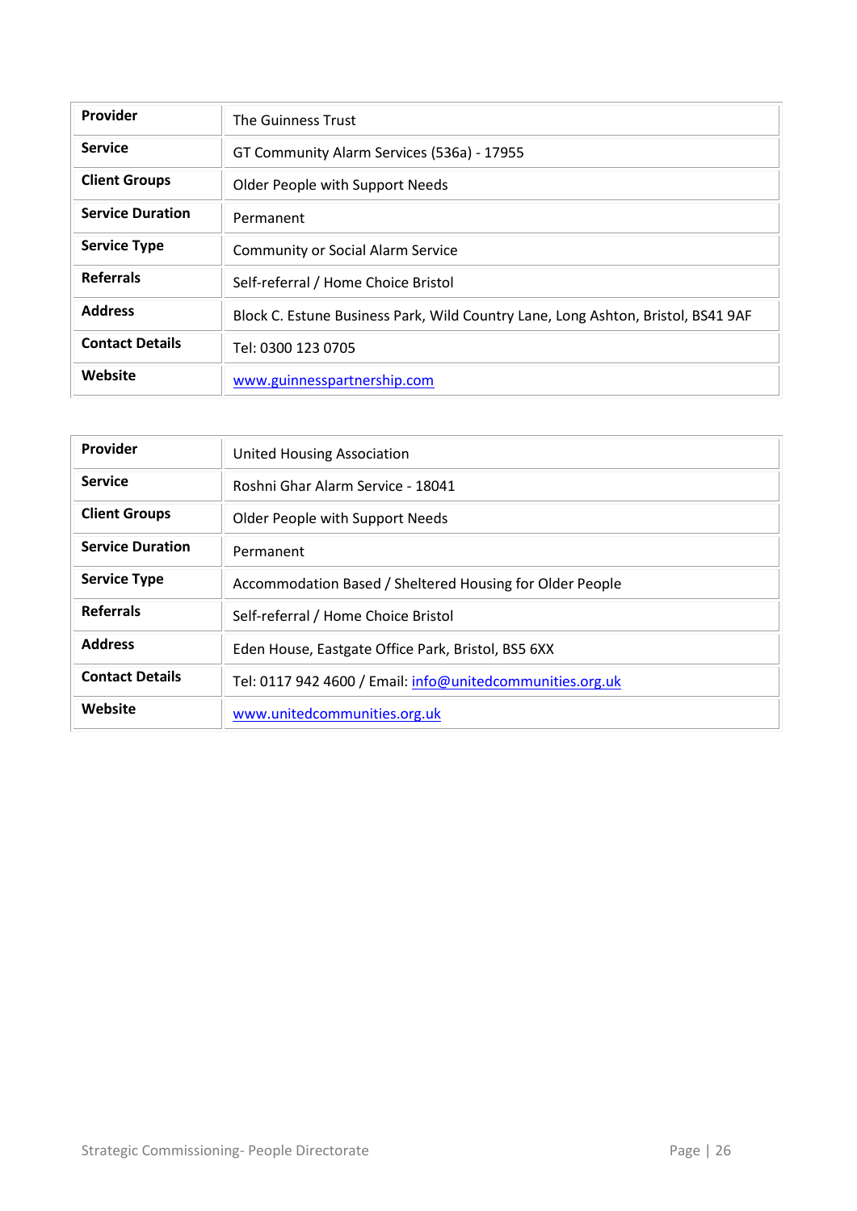| Provider | The Guinness Trust |
|---|---|
| Service | GT Community Alarm Services (536a) - 17955 |
| Client Groups | Older People with Support Needs |
| Service Duration | Permanent |
| Service Type | Community or Social Alarm Service |
| Referrals | Self-referral / Home Choice Bristol |
| Address | Block C. Estune Business Park, Wild Country Lane, Long Ashton, Bristol, BS41 9AF |
| Contact Details | Tel: 0300 123 0705 |
| Website | www.guinnesspartnership.com |

| Provider | United Housing Association |
|---|---|
| Service | Roshni Ghar Alarm Service - 18041 |
| Client Groups | Older People with Support Needs |
| Service Duration | Permanent |
| Service Type | Accommodation Based / Sheltered Housing for Older People |
| Referrals | Self-referral / Home Choice Bristol |
| Address | Eden House, Eastgate Office Park, Bristol, BS5 6XX |
| Contact Details | Tel: 0117 942 4600 / Email: info@unitedcommunities.org.uk |
| Website | www.unitedcommunities.org.uk |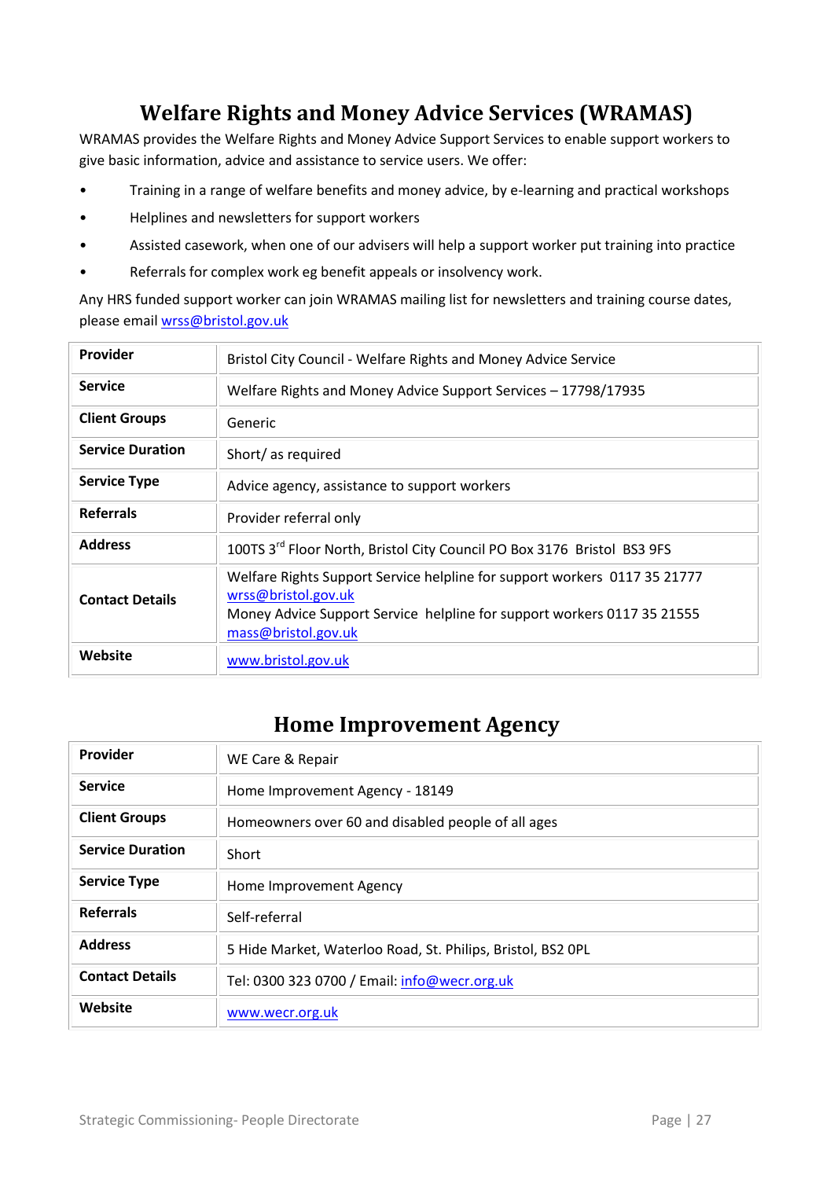# Welfare Rights and Money Advice Services (WRAMAS)

WRAMAS provides the Welfare Rights and Money Advice Support Services to enable support workers to give basic information, advice and assistance to service users. We offer:

- Training in a range of welfare benefits and money advice, by e-learning and practical workshops
- Helplines and newsletters for support workers
- Assisted casework, when one of our advisers will help a support worker put training into practice
- Referrals for complex work eg benefit appeals or insolvency work.

Any HRS funded support worker can join WRAMAS mailing list for newsletters and training course dates, please email wrss@bristol.gov.uk

| | |
|---|---|
| **Provider** | Bristol City Council - Welfare Rights and Money Advice Service |
| **Service** | Welfare Rights and Money Advice Support Services – 17798/17935 |
| **Client Groups** | Generic |
| **Service Duration** | Short/ as required |
| **Service Type** | Advice agency, assistance to support workers |
| **Referrals** | Provider referral only |
| **Address** | 100TS 3rd Floor North, Bristol City Council PO Box 3176 Bristol BS3 9FS |
| **Contact Details** | Welfare Rights Support Service helpline for support workers 0117 35 21777 wrss@bristol.gov.uk Money Advice Support Service helpline for support workers 0117 35 21555 mass@bristol.gov.uk |
| **Website** | www.bristol.gov.uk |

# Home Improvement Agency

| | |
|---|---|
| **Provider** | WE Care & Repair |
| **Service** | Home Improvement Agency - 18149 |
| **Client Groups** | Homeowners over 60 and disabled people of all ages |
| **Service Duration** | Short |
| **Service Type** | Home Improvement Agency |
| **Referrals** | Self-referral |
| **Address** | 5 Hide Market, Waterloo Road, St. Philips, Bristol, BS2 0PL |
| **Contact Details** | Tel: 0300 323 0700 / Email: info@wecr.org.uk |
| **Website** | www.wecr.org.uk |